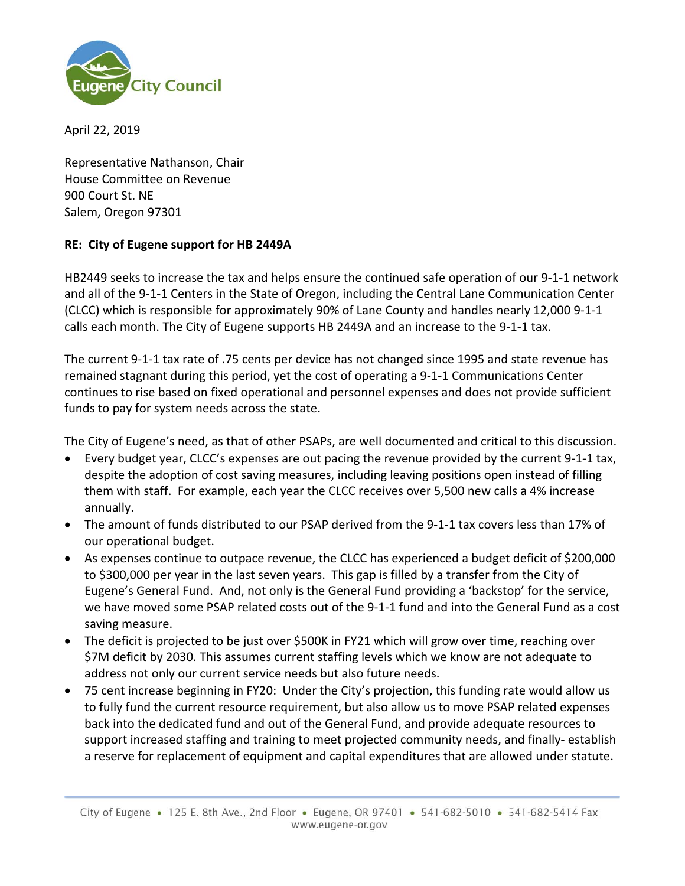Eugene City Council

April 22, 2019

Representative Nathanson, Chair
House Committee on Revenue
900 Court St. NE
Salem, Oregon 97301

**RE: City of Eugene support for HB 2449A**

HB2449 seeks to increase the tax and helps ensure the continued safe operation of our 9-1-1 network and all of the 9-1-1 Centers in the State of Oregon, including the Central Lane Communication Center (CLCC) which is responsible for approximately 90% of Lane County and handles nearly 12,000 9-1-1 calls each month. The City of Eugene supports HB 2449A and an increase to the 9-1-1 tax.

The current 9-1-1 tax rate of .75 cents per device has not changed since 1995 and state revenue has remained stagnant during this period, yet the cost of operating a 9-1-1 Communications Center continues to rise based on fixed operational and personnel expenses and does not provide sufficient funds to pay for system needs across the state.

The City of Eugene's need, as that of other PSAPs, are well documented and critical to this discussion.

- Every budget year, CLCC's expenses are out pacing the revenue provided by the current 9-1-1 tax, despite the adoption of cost saving measures, including leaving positions open instead of filling them with staff. For example, each year the CLCC receives over 5,500 new calls a 4% increase annually.
- The amount of funds distributed to our PSAP derived from the 9-1-1 tax covers less than 17% of our operational budget.
- As expenses continue to outpace revenue, the CLCC has experienced a budget deficit of $200,000 to $300,000 per year in the last seven years. This gap is filled by a transfer from the City of Eugene's General Fund. And, not only is the General Fund providing a 'backstop' for the service, we have moved some PSAP related costs out of the 9-1-1 fund and into the General Fund as a cost saving measure.
- The deficit is projected to be just over $500K in FY21 which will grow over time, reaching over $7M deficit by 2030. This assumes current staffing levels which we know are not adequate to address not only our current service needs but also future needs.
- 75 cent increase beginning in FY20: Under the City's projection, this funding rate would allow us to fully fund the current resource requirement, but also allow us to move PSAP related expenses back into the dedicated fund and out of the General Fund, and provide adequate resources to support increased staffing and training to meet projected community needs, and finally- establish a reserve for replacement of equipment and capital expenditures that are allowed under statute.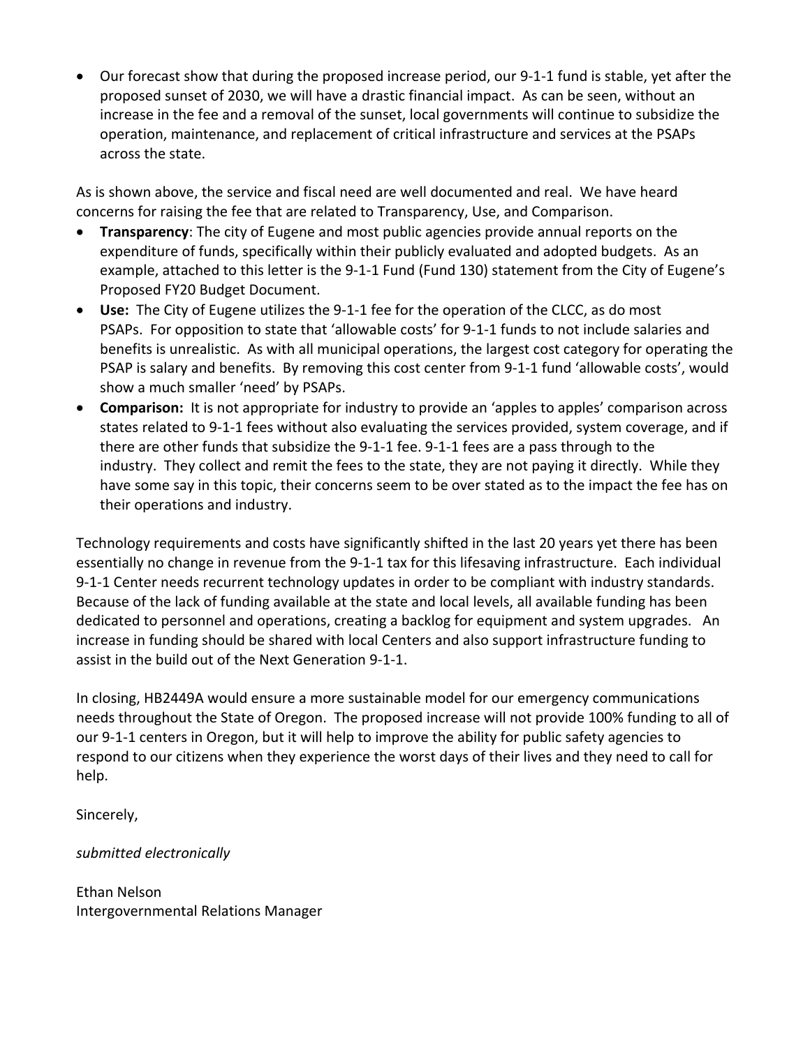- Our forecast show that during the proposed increase period, our 9-1-1 fund is stable, yet after the proposed sunset of 2030, we will have a drastic financial impact. As can be seen, without an increase in the fee and a removal of the sunset, local governments will continue to subsidize the operation, maintenance, and replacement of critical infrastructure and services at the PSAPs across the state.

As is shown above, the service and fiscal need are well documented and real. We have heard concerns for raising the fee that are related to Transparency, Use, and Comparison.

- **Transparency**: The city of Eugene and most public agencies provide annual reports on the expenditure of funds, specifically within their publicly evaluated and adopted budgets. As an example, attached to this letter is the 9-1-1 Fund (Fund 130) statement from the City of Eugene's Proposed FY20 Budget Document.
- **Use:** The City of Eugene utilizes the 9-1-1 fee for the operation of the CLCC, as do most PSAPs. For opposition to state that 'allowable costs' for 9-1-1 funds to not include salaries and benefits is unrealistic. As with all municipal operations, the largest cost category for operating the PSAP is salary and benefits. By removing this cost center from 9-1-1 fund 'allowable costs', would show a much smaller 'need' by PSAPs.
- **Comparison:** It is not appropriate for industry to provide an 'apples to apples' comparison across states related to 9-1-1 fees without also evaluating the services provided, system coverage, and if there are other funds that subsidize the 9-1-1 fee. 9-1-1 fees are a pass through to the industry. They collect and remit the fees to the state, they are not paying it directly. While they have some say in this topic, their concerns seem to be over stated as to the impact the fee has on their operations and industry.

Technology requirements and costs have significantly shifted in the last 20 years yet there has been essentially no change in revenue from the 9-1-1 tax for this lifesaving infrastructure. Each individual 9-1-1 Center needs recurrent technology updates in order to be compliant with industry standards. Because of the lack of funding available at the state and local levels, all available funding has been dedicated to personnel and operations, creating a backlog for equipment and system upgrades. An increase in funding should be shared with local Centers and also support infrastructure funding to assist in the build out of the Next Generation 9-1-1.

In closing, HB2449A would ensure a more sustainable model for our emergency communications needs throughout the State of Oregon. The proposed increase will not provide 100% funding to all of our 9-1-1 centers in Oregon, but it will help to improve the ability for public safety agencies to respond to our citizens when they experience the worst days of their lives and they need to call for help.

Sincerely,

*submitted electronically*

Ethan Nelson
Intergovernmental Relations Manager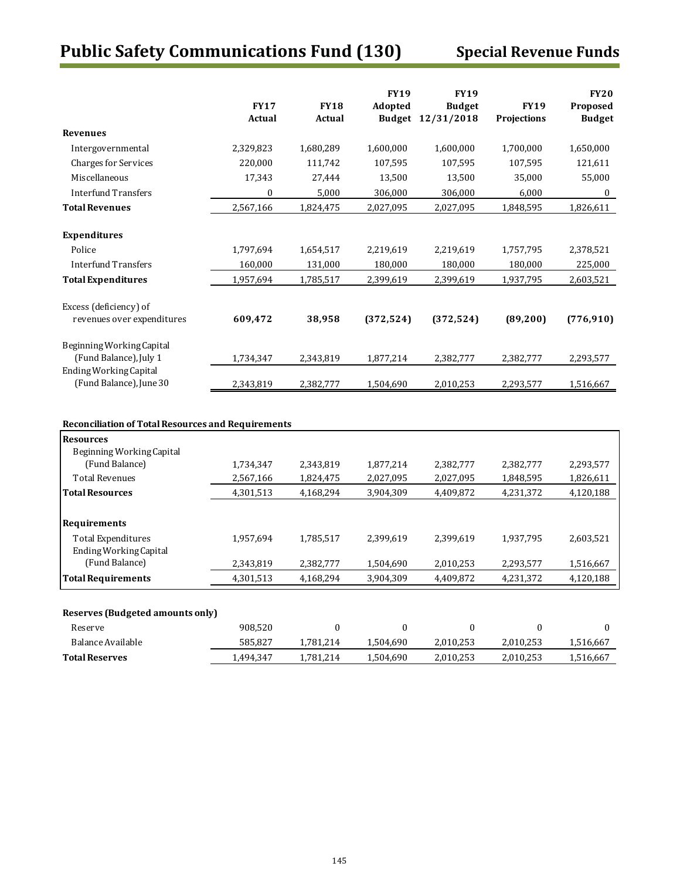# Public Safety Communications Fund (130)

## Special Revenue Funds

| | FY17 Actual | FY18 Actual | FY19 Adopted Budget | FY19 Budget 12/31/2018 | FY19 Projections | FY20 Proposed Budget |
|---|---|---|---|---|---|---|
| **Revenues** | | | | | | |
| Intergovernmental | 2,329,823 | 1,680,289 | 1,600,000 | 1,600,000 | 1,700,000 | 1,650,000 |
| Charges for Services | 220,000 | 111,742 | 107,595 | 107,595 | 107,595 | 121,611 |
| Miscellaneous | 17,343 | 27,444 | 13,500 | 13,500 | 35,000 | 55,000 |
| Interfund Transfers | 0 | 5,000 | 306,000 | 306,000 | 6,000 | 0 |
| **Total Revenues** | 2,567,166 | 1,824,475 | 2,027,095 | 2,027,095 | 1,848,595 | 1,826,611 |
| **Expenditures** | | | | | | |
| Police | 1,797,694 | 1,654,517 | 2,219,619 | 2,219,619 | 1,757,795 | 2,378,521 |
| Interfund Transfers | 160,000 | 131,000 | 180,000 | 180,000 | 180,000 | 225,000 |
| **Total Expenditures** | 1,957,694 | 1,785,517 | 2,399,619 | 2,399,619 | 1,937,795 | 2,603,521 |
| Excess (deficiency) of revenues over expenditures | **609,472** | **38,958** | **(372,524)** | **(372,524)** | **(89,200)** | **(776,910)** |
| Beginning Working Capital (Fund Balance), July 1 | 1,734,347 | 2,343,819 | 1,877,214 | 2,382,777 | 2,382,777 | 2,293,577 |
| Ending Working Capital (Fund Balance), June 30 | 2,343,819 | 2,382,777 | 1,504,690 | 2,010,253 | 2,293,577 | 1,516,667 |

**Reconciliation of Total Resources and Requirements**

| | FY17 Actual | FY18 Actual | FY19 Adopted Budget | FY19 Budget 12/31/2018 | FY19 Projections | FY20 Proposed Budget |
|---|---|---|---|---|---|---|
| **Resources** | | | | | | |
| Beginning Working Capital (Fund Balance) | 1,734,347 | 2,343,819 | 1,877,214 | 2,382,777 | 2,382,777 | 2,293,577 |
| Total Revenues | 2,567,166 | 1,824,475 | 2,027,095 | 2,027,095 | 1,848,595 | 1,826,611 |
| **Total Resources** | 4,301,513 | 4,168,294 | 3,904,309 | 4,409,872 | 4,231,372 | 4,120,188 |
| **Requirements** | | | | | | |
| Total Expenditures | 1,957,694 | 1,785,517 | 2,399,619 | 2,399,619 | 1,937,795 | 2,603,521 |
| Ending Working Capital (Fund Balance) | 2,343,819 | 2,382,777 | 1,504,690 | 2,010,253 | 2,293,577 | 1,516,667 |
| **Total Requirements** | 4,301,513 | 4,168,294 | 3,904,309 | 4,409,872 | 4,231,372 | 4,120,188 |

**Reserves (Budgeted amounts only)**

| | FY17 Actual | FY18 Actual | FY19 Adopted Budget | FY19 Budget 12/31/2018 | FY19 Projections | FY20 Proposed Budget |
|---|---|---|---|---|---|---|
| Reserve | 908,520 | 0 | 0 | 0 | 0 | 0 |
| Balance Available | 585,827 | 1,781,214 | 1,504,690 | 2,010,253 | 2,010,253 | 1,516,667 |
| **Total Reserves** | 1,494,347 | 1,781,214 | 1,504,690 | 2,010,253 | 2,010,253 | 1,516,667 |